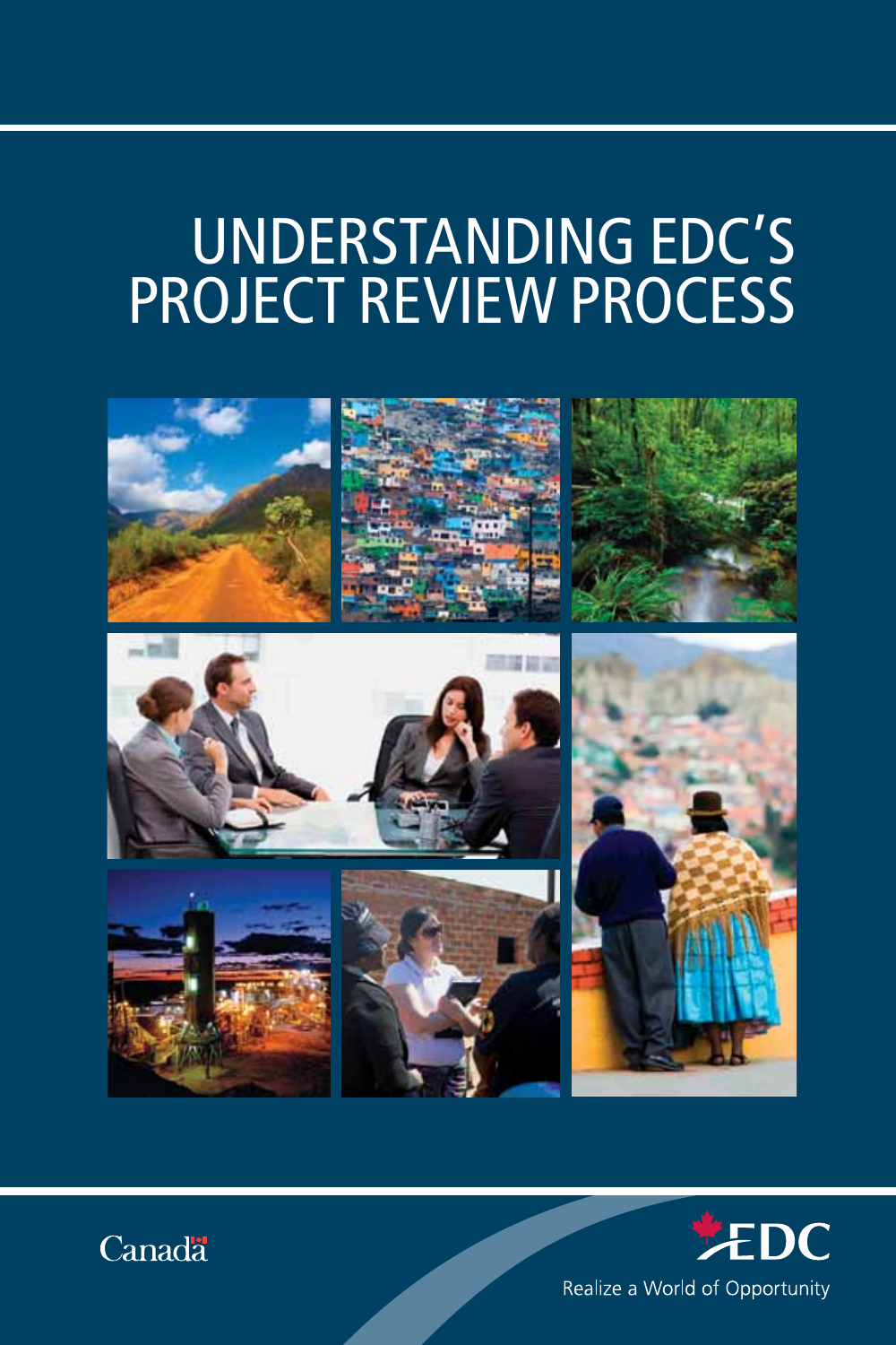# UNDERSTANDING EDC'S PROJECT REVIEW PROCESS

Canada

EDC

Realize a World of Opportunity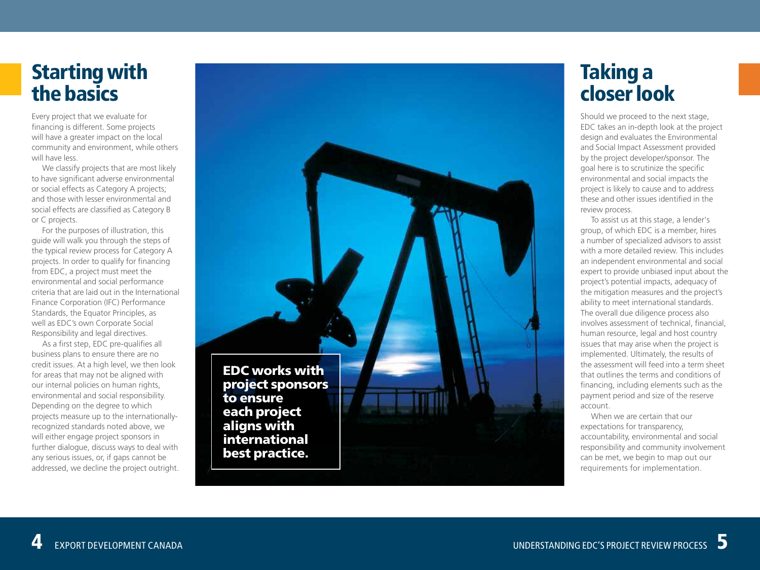# Starting with the basics

Every project that we evaluate for financing is different. Some projects will have a greater impact on the local community and environment, while others will have less.

We classify projects that are most likely to have significant adverse environmental or social effects as Category A projects; and those with lesser environmental and social effects are classified as Category B or C projects.

For the purposes of illustration, this guide will walk you through the steps of the typical review process for Category A projects. In order to qualify for financing from EDC, a project must meet the environmental and social performance criteria that are laid out in the International Finance Corporation (IFC) Performance Standards, the Equator Principles, as well as EDC's own Corporate Social Responsibility and legal directives.

As a first step, EDC pre-qualifies all business plans to ensure there are no credit issues. At a high level, we then look for areas that may not be aligned with our internal policies on human rights, environmental and social responsibility. Depending on the degree to which projects measure up to the internationally-recognized standards noted above, we will either engage project sponsors in further dialogue, discuss ways to deal with any serious issues, or, if gaps cannot be addressed, we decline the project outright.

**EDC works with project sponsors to ensure each project aligns with international best practice.**

# Taking a closer look

Should we proceed to the next stage, EDC takes an in-depth look at the project design and evaluates the Environmental and Social Impact Assessment provided by the project developer/sponsor. The goal here is to scrutinize the specific environmental and social impacts the project is likely to cause and to address these and other issues identified in the review process.

To assist us at this stage, a lender's group, of which EDC is a member, hires a number of specialized advisors to assist with a more detailed review. This includes an independent environmental and social expert to provide unbiased input about the project's potential impacts, adequacy of the mitigation measures and the project's ability to meet international standards. The overall due diligence process also involves assessment of technical, financial, human resource, legal and host country issues that may arise when the project is implemented. Ultimately, the results of the assessment will feed into a term sheet that outlines the terms and conditions of financing, including elements such as the payment period and size of the reserve account.

When we are certain that our expectations for transparency, accountability, environmental and social responsibility and community involvement can be met, we begin to map out our requirements for implementation.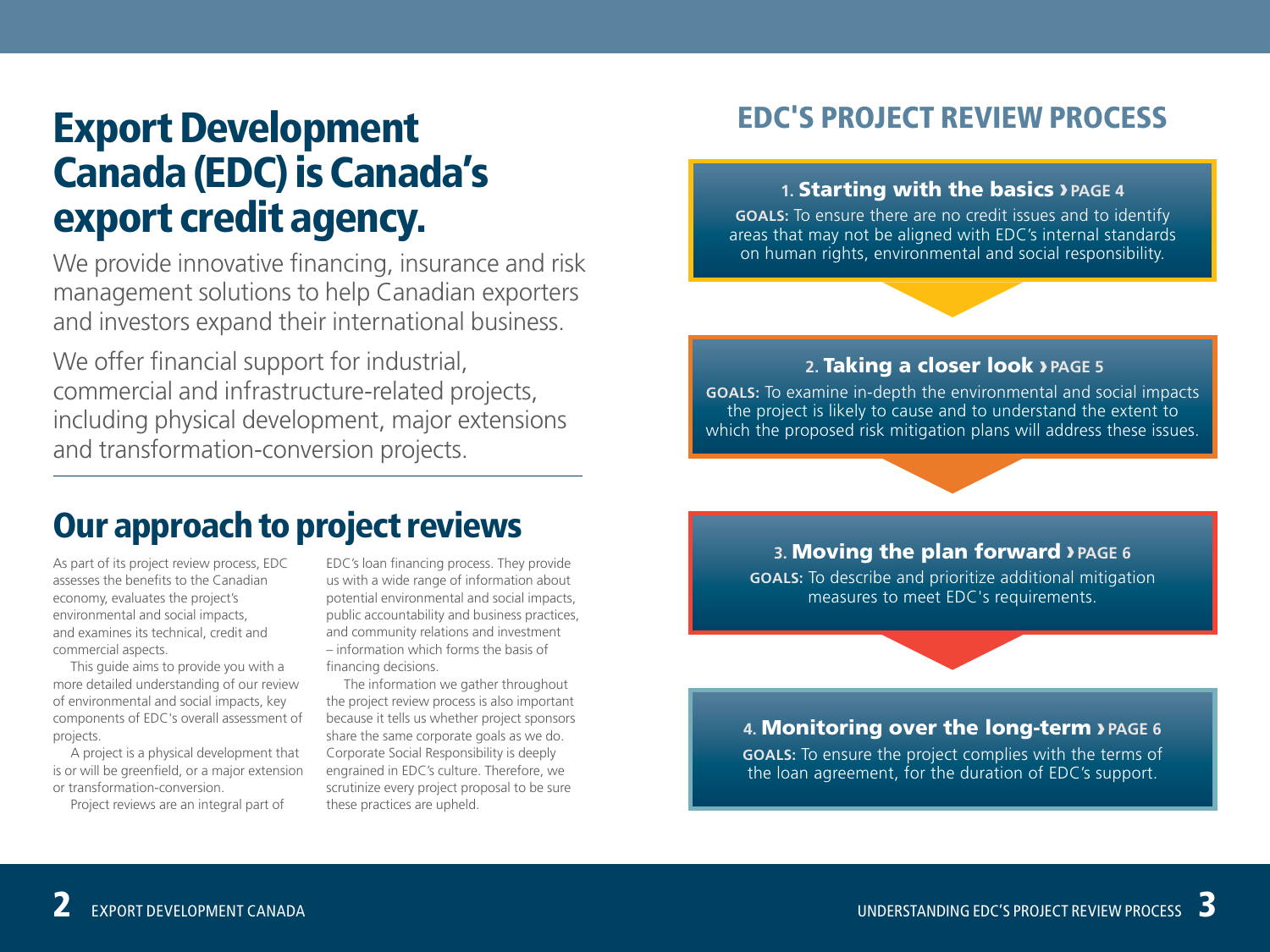# Export Development Canada (EDC) is Canada's export credit agency.

We provide innovative financing, insurance and risk management solutions to help Canadian exporters and investors expand their international business.

We offer financial support for industrial, commercial and infrastructure-related projects, including physical development, major extensions and transformation-conversion projects.

## Our approach to project reviews

As part of its project review process, EDC assesses the benefits to the Canadian economy, evaluates the project's environmental and social impacts, and examines its technical, credit and commercial aspects.

This guide aims to provide you with a more detailed understanding of our review of environmental and social impacts, key components of EDC's overall assessment of projects.

A project is a physical development that is or will be greenfield, or a major extension or transformation-conversion.

Project reviews are an integral part of EDC's loan financing process. They provide us with a wide range of information about potential environmental and social impacts, public accountability and business practices, and community relations and investment – information which forms the basis of financing decisions.

The information we gather throughout the project review process is also important because it tells us whether project sponsors share the same corporate goals as we do. Corporate Social Responsibility is deeply engrained in EDC's culture. Therefore, we scrutinize every project proposal to be sure these practices are upheld.

## EDC'S PROJECT REVIEW PROCESS

### 1. Starting with the basics › PAGE 4

**GOALS:** To ensure there are no credit issues and to identify areas that may not be aligned with EDC's internal standards on human rights, environmental and social responsibility.

### 2. Taking a closer look › PAGE 5

**GOALS:** To examine in-depth the environmental and social impacts the project is likely to cause and to understand the extent to which the proposed risk mitigation plans will address these issues.

### 3. Moving the plan forward › PAGE 6

**GOALS:** To describe and prioritize additional mitigation measures to meet EDC's requirements.

### 4. Monitoring over the long-term › PAGE 6

**GOALS:** To ensure the project complies with the terms of the loan agreement, for the duration of EDC's support.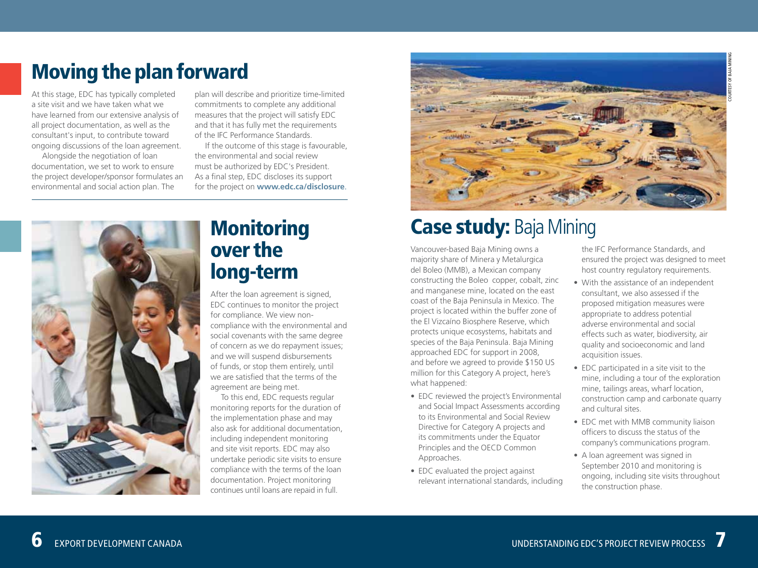## Moving the plan forward

At this stage, EDC has typically completed a site visit and we have taken what we have learned from our extensive analysis of all project documentation, as well as the consultant's input, to contribute toward ongoing discussions of the loan agreement.

Alongside the negotiation of loan documentation, we set to work to ensure the project developer/sponsor formulates an environmental and social action plan. The plan will describe and prioritize time-limited commitments to complete any additional measures that the project will satisfy EDC and that it has fully met the requirements of the IFC Performance Standards.

If the outcome of this stage is favourable, the environmental and social review must be authorized by EDC's President. As a final step, EDC discloses its support for the project on **www.edc.ca/disclosure**.

## Monitoring over the long-term

After the loan agreement is signed, EDC continues to monitor the project for compliance. We view non-compliance with the environmental and social covenants with the same degree of concern as we do repayment issues; and we will suspend disbursements of funds, or stop them entirely, until we are satisfied that the terms of the agreement are being met.

To this end, EDC requests regular monitoring reports for the duration of the implementation phase and may also ask for additional documentation, including independent monitoring and site visit reports. EDC may also undertake periodic site visits to ensure compliance with the terms of the loan documentation. Project monitoring continues until loans are repaid in full.

COURTESY OF BAJA MINING

## Case study: Baja Mining

Vancouver-based Baja Mining owns a majority share of Minera y Metalurgica del Boleo (MMB), a Mexican company constructing the Boleo copper, cobalt, zinc and manganese mine, located on the east coast of the Baja Peninsula in Mexico. The project is located within the buffer zone of the El Vizcaíno Biosphere Reserve, which protects unique ecosystems, habitats and species of the Baja Peninsula. Baja Mining approached EDC for support in 2008, and before we agreed to provide $150 US million for this Category A project, here's what happened:

- EDC reviewed the project's Environmental and Social Impact Assessments according to its Environmental and Social Review Directive for Category A projects and its commitments under the Equator Principles and the OECD Common Approaches.
- EDC evaluated the project against relevant international standards, including the IFC Performance Standards, and ensured the project was designed to meet host country regulatory requirements.
- With the assistance of an independent consultant, we also assessed if the proposed mitigation measures were appropriate to address potential adverse environmental and social effects such as water, biodiversity, air quality and socioeconomic and land acquisition issues.
- EDC participated in a site visit to the mine, including a tour of the exploration mine, tailings areas, wharf location, construction camp and carbonate quarry and cultural sites.
- EDC met with MMB community liaison officers to discuss the status of the company's communications program.
- A loan agreement was signed in September 2010 and monitoring is ongoing, including site visits throughout the construction phase.